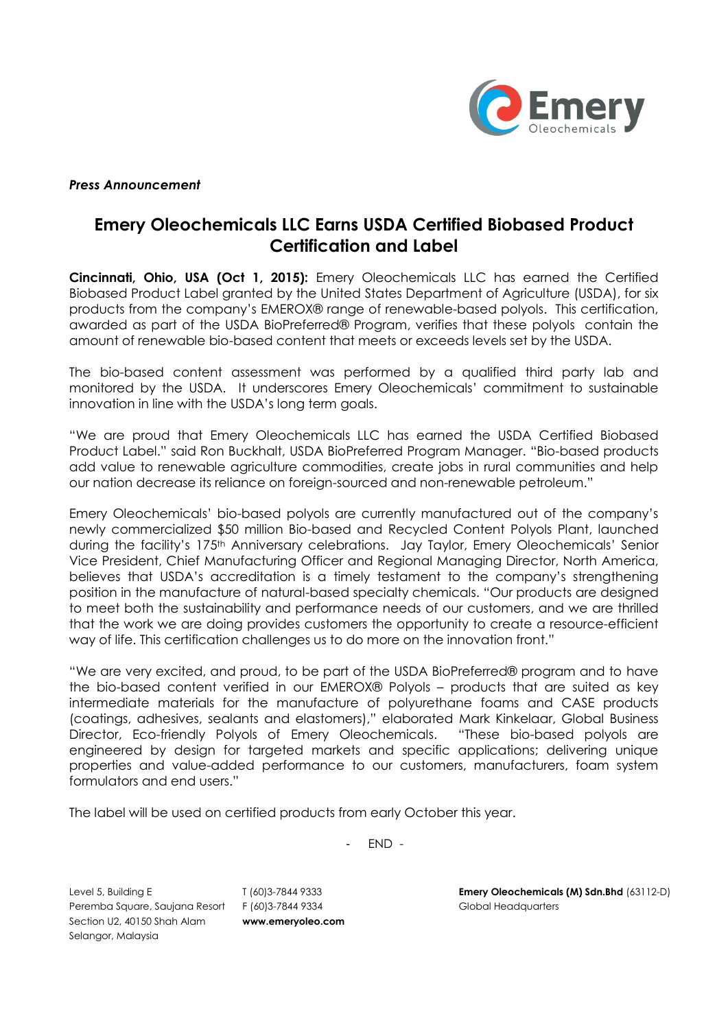*Press Announcement*

# Emery Oleochemicals LLC Earns USDA Certified Biobased Product Certification and Label

**Cincinnati, Ohio, USA (Oct 1, 2015):** Emery Oleochemicals LLC has earned the Certified Biobased Product Label granted by the United States Department of Agriculture (USDA), for six products from the company's EMEROX® range of renewable-based polyols. This certification, awarded as part of the USDA BioPreferred® Program, verifies that these polyols contain the amount of renewable bio-based content that meets or exceeds levels set by the USDA.

The bio-based content assessment was performed by a qualified third party lab and monitored by the USDA. It underscores Emery Oleochemicals' commitment to sustainable innovation in line with the USDA's long term goals.

"We are proud that Emery Oleochemicals LLC has earned the USDA Certified Biobased Product Label." said Ron Buckhalt, USDA BioPreferred Program Manager. "Bio-based products add value to renewable agriculture commodities, create jobs in rural communities and help our nation decrease its reliance on foreign-sourced and non-renewable petroleum."

Emery Oleochemicals' bio-based polyols are currently manufactured out of the company's newly commercialized $50 million Bio-based and Recycled Content Polyols Plant, launched during the facility's 175th Anniversary celebrations. Jay Taylor, Emery Oleochemicals' Senior Vice President, Chief Manufacturing Officer and Regional Managing Director, North America, believes that USDA's accreditation is a timely testament to the company's strengthening position in the manufacture of natural-based specialty chemicals. "Our products are designed to meet both the sustainability and performance needs of our customers, and we are thrilled that the work we are doing provides customers the opportunity to create a resource-efficient way of life. This certification challenges us to do more on the innovation front."

"We are very excited, and proud, to be part of the USDA BioPreferred® program and to have the bio-based content verified in our EMEROX® Polyols – products that are suited as key intermediate materials for the manufacture of polyurethane foams and CASE products (coatings, adhesives, sealants and elastomers)," elaborated Mark Kinkelaar, Global Business Director, Eco-friendly Polyols of Emery Oleochemicals. "These bio-based polyols are engineered by design for targeted markets and specific applications; delivering unique properties and value-added performance to our customers, manufacturers, foam system formulators and end users."

The label will be used on certified products from early October this year.

\- END -

Level 5, Building E
Peremba Square, Saujana Resort
Section U2, 40150 Shah Alam
Selangor, Malaysia

T (60)3-7844 9333
F (60)3-7844 9334
**www.emeryoleo.com**

**Emery Oleochemicals (M) Sdn.Bhd** (63112-D)
Global Headquarters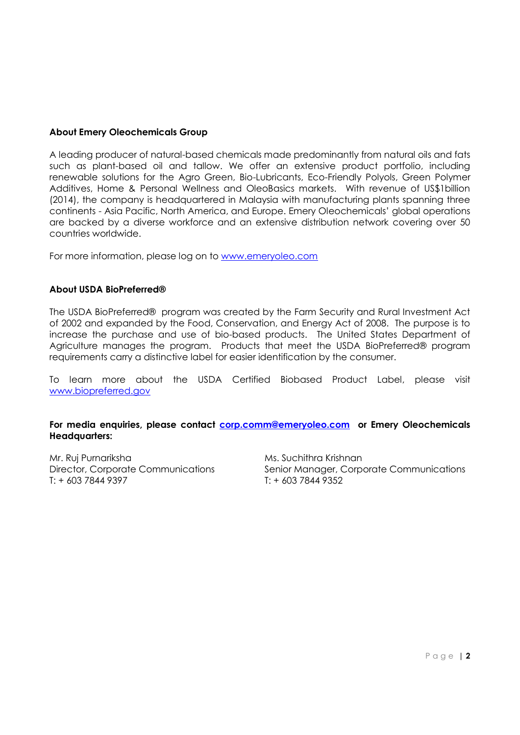**About Emery Oleochemicals Group**

A leading producer of natural-based chemicals made predominantly from natural oils and fats such as plant-based oil and tallow. We offer an extensive product portfolio, including renewable solutions for the Agro Green, Bio-Lubricants, Eco-Friendly Polyols, Green Polymer Additives, Home & Personal Wellness and OleoBasics markets. With revenue of US$1billion (2014), the company is headquartered in Malaysia with manufacturing plants spanning three continents - Asia Pacific, North America, and Europe. Emery Oleochemicals' global operations are backed by a diverse workforce and an extensive distribution network covering over 50 countries worldwide.

For more information, please log on to www.emeryoleo.com

**About USDA BioPreferred®**

The USDA BioPreferred® program was created by the Farm Security and Rural Investment Act of 2002 and expanded by the Food, Conservation, and Energy Act of 2008. The purpose is to increase the purchase and use of bio-based products. The United States Department of Agriculture manages the program. Products that meet the USDA BioPreferred® program requirements carry a distinctive label for easier identification by the consumer.

To learn more about the USDA Certified Biobased Product Label, please visit www.biopreferred.gov

**For media enquiries, please contact corp.comm@emeryoleo.com or Emery Oleochemicals Headquarters:**

Mr. Ruj Purnariksha
Director, Corporate Communications
T: + 603 7844 9397

Ms. Suchithra Krishnan
Senior Manager, Corporate Communications
T: + 603 7844 9352